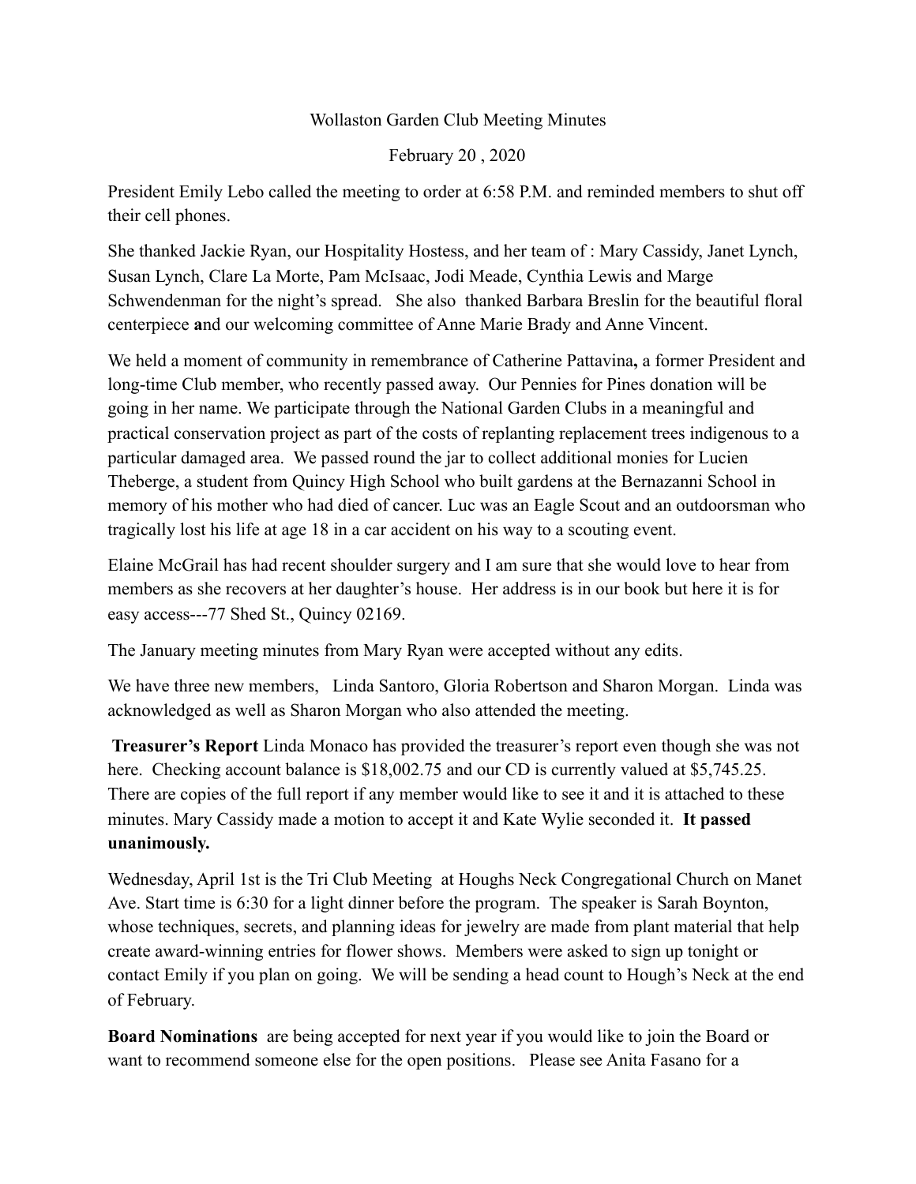Wollaston Garden Club Meeting Minutes

February 20 , 2020

President Emily Lebo called the meeting to order at 6:58 P.M. and reminded members to shut off their cell phones.

She thanked Jackie Ryan, our Hospitality Hostess, and her team of : Mary Cassidy, Janet Lynch, Susan Lynch, Clare La Morte, Pam McIsaac, Jodi Meade, Cynthia Lewis and Marge Schwendenman for the night's spread. She also thanked Barbara Breslin for the beautiful floral centerpiece **a**nd our welcoming committee of Anne Marie Brady and Anne Vincent.

We held a moment of community in remembrance of Catherine Pattavina**,** a former President and long-time Club member, who recently passed away. Our Pennies for Pines donation will be going in her name. We participate through the National Garden Clubs in a meaningful and practical conservation project as part of the costs of replanting replacement trees indigenous to a particular damaged area. We passed round the jar to collect additional monies for Lucien Theberge, a student from Quincy High School who built gardens at the Bernazanni School in memory of his mother who had died of cancer. Luc was an Eagle Scout and an outdoorsman who tragically lost his life at age 18 in a car accident on his way to a scouting event.

Elaine McGrail has had recent shoulder surgery and I am sure that she would love to hear from members as she recovers at her daughter's house. Her address is in our book but here it is for easy access---77 Shed St., Quincy 02169.

The January meeting minutes from Mary Ryan were accepted without any edits.

We have three new members, Linda Santoro, Gloria Robertson and Sharon Morgan. Linda was acknowledged as well as Sharon Morgan who also attended the meeting.

**Treasurer's Report** Linda Monaco has provided the treasurer's report even though she was not here. Checking account balance is $18,002.75 and our CD is currently valued at $5,745.25. There are copies of the full report if any member would like to see it and it is attached to these minutes. Mary Cassidy made a motion to accept it and Kate Wylie seconded it. **It passed unanimously.**

Wednesday, April 1st is the Tri Club Meeting at Houghs Neck Congregational Church on Manet Ave. Start time is 6:30 for a light dinner before the program. The speaker is Sarah Boynton, whose techniques, secrets, and planning ideas for jewelry are made from plant material that help create award-winning entries for flower shows. Members were asked to sign up tonight or contact Emily if you plan on going. We will be sending a head count to Hough's Neck at the end of February.

**Board Nominations** are being accepted for next year if you would like to join the Board or want to recommend someone else for the open positions. Please see Anita Fasano for a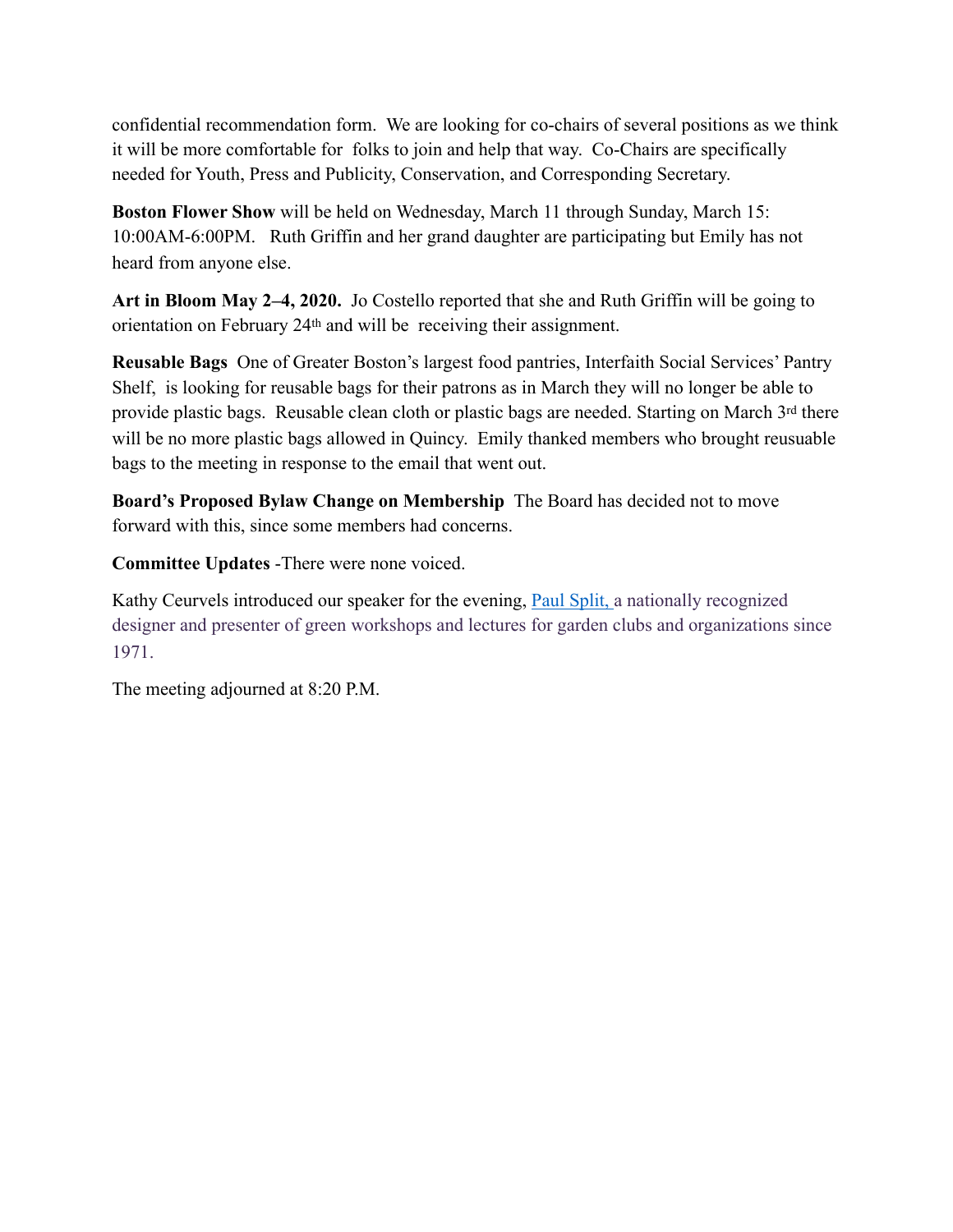confidential recommendation form. We are looking for co-chairs of several positions as we think it will be more comfortable for folks to join and help that way. Co-Chairs are specifically needed for Youth, Press and Publicity, Conservation, and Corresponding Secretary.

**Boston Flower Show** will be held on Wednesday, March 11 through Sunday, March 15: 10:00AM-6:00PM. Ruth Griffin and her grand daughter are participating but Emily has not heard from anyone else.

**Art in Bloom May 2–4, 2020.** Jo Costello reported that she and Ruth Griffin will be going to orientation on February 24th and will be receiving their assignment.

**Reusable Bags** One of Greater Boston's largest food pantries, Interfaith Social Services' Pantry Shelf, is looking for reusable bags for their patrons as in March they will no longer be able to provide plastic bags. Reusable clean cloth or plastic bags are needed. Starting on March 3rd there will be no more plastic bags allowed in Quincy. Emily thanked members who brought reusuable bags to the meeting in response to the email that went out.

**Board's Proposed Bylaw Change on Membership** The Board has decided not to move forward with this, since some members had concerns.

**Committee Updates** -There were none voiced.

Kathy Ceurvels introduced our speaker for the evening, Paul Split, a nationally recognized designer and presenter of green workshops and lectures for garden clubs and organizations since 1971.

The meeting adjourned at 8:20 P.M.